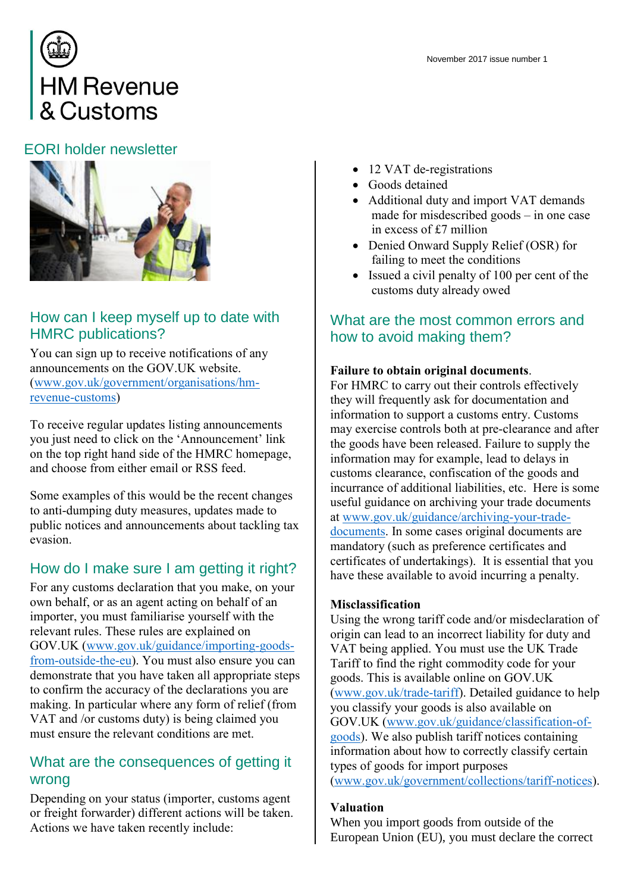# HM Revenue & Customs

November 2017 issue number 1

## EORI holder newsletter

## How can I keep myself up to date with HMRC publications?

You can sign up to receive notifications of any announcements on the GOV.UK website. (www.gov.uk/government/organisations/hm-revenue-customs)

To receive regular updates listing announcements you just need to click on the 'Announcement' link on the top right hand side of the HMRC homepage, and choose from either email or RSS feed.

Some examples of this would be the recent changes to anti-dumping duty measures, updates made to public notices and announcements about tackling tax evasion.

## How do I make sure I am getting it right?

For any customs declaration that you make, on your own behalf, or as an agent acting on behalf of an importer, you must familiarise yourself with the relevant rules. These rules are explained on GOV.UK (www.gov.uk/guidance/importing-goods-from-outside-the-eu). You must also ensure you can demonstrate that you have taken all appropriate steps to confirm the accuracy of the declarations you are making. In particular where any form of relief (from VAT and /or customs duty) is being claimed you must ensure the relevant conditions are met.

## What are the consequences of getting it wrong

Depending on your status (importer, customs agent or freight forwarder) different actions will be taken. Actions we have taken recently include:

- 12 VAT de-registrations
- Goods detained
- Additional duty and import VAT demands made for misdescribed goods – in one case in excess of £7 million
- Denied Onward Supply Relief (OSR) for failing to meet the conditions
- Issued a civil penalty of 100 per cent of the customs duty already owed

## What are the most common errors and how to avoid making them?

**Failure to obtain original documents**.

For HMRC to carry out their controls effectively they will frequently ask for documentation and information to support a customs entry. Customs may exercise controls both at pre-clearance and after the goods have been released. Failure to supply the information may for example, lead to delays in customs clearance, confiscation of the goods and incurrance of additional liabilities, etc. Here is some useful guidance on archiving your trade documents at www.gov.uk/guidance/archiving-your-trade-documents. In some cases original documents are mandatory (such as preference certificates and certificates of undertakings). It is essential that you have these available to avoid incurring a penalty.

**Misclassification**

Using the wrong tariff code and/or misdeclaration of origin can lead to an incorrect liability for duty and VAT being applied. You must use the UK Trade Tariff to find the right commodity code for your goods. This is available online on GOV.UK (www.gov.uk/trade-tariff). Detailed guidance to help you classify your goods is also available on GOV.UK (www.gov.uk/guidance/classification-of-goods). We also publish tariff notices containing information about how to correctly classify certain types of goods for import purposes (www.gov.uk/government/collections/tariff-notices).

**Valuation**

When you import goods from outside of the European Union (EU), you must declare the correct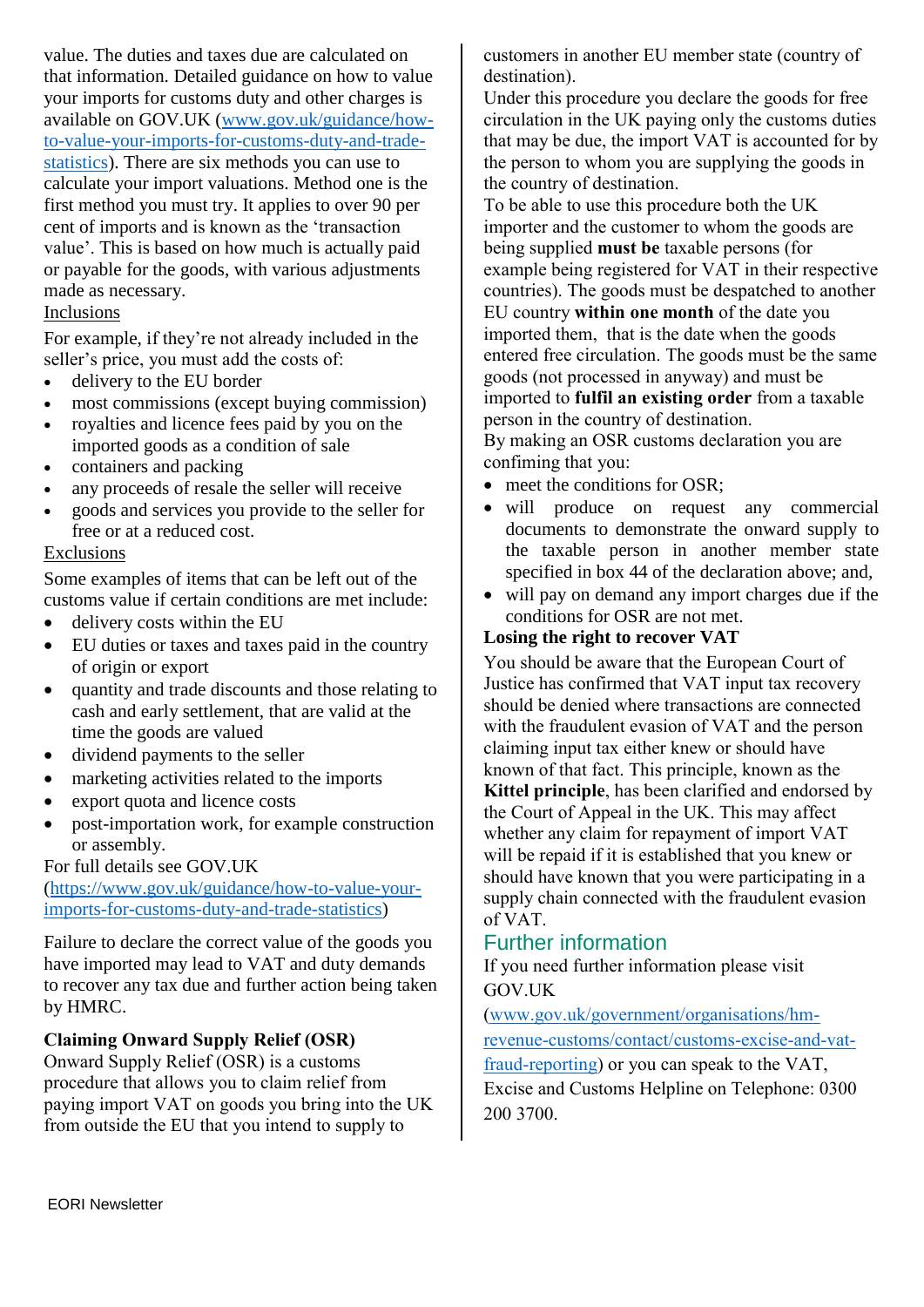value. The duties and taxes due are calculated on that information. Detailed guidance on how to value your imports for customs duty and other charges is available on GOV.UK ([www.gov.uk/guidance/how-to-value-your-imports-for-customs-duty-and-trade-statistics](www.gov.uk/guidance/how-to-value-your-imports-for-customs-duty-and-trade-statistics)). There are six methods you can use to calculate your import valuations. Method one is the first method you must try. It applies to over 90 per cent of imports and is known as the 'transaction value'. This is based on how much is actually paid or payable for the goods, with various adjustments made as necessary.

Inclusions

For example, if they're not already included in the seller's price, you must add the costs of:

- delivery to the EU border
- most commissions (except buying commission)
- royalties and licence fees paid by you on the imported goods as a condition of sale
- containers and packing
- any proceeds of resale the seller will receive
- goods and services you provide to the seller for free or at a reduced cost.

Exclusions

Some examples of items that can be left out of the customs value if certain conditions are met include:

- delivery costs within the EU
- EU duties or taxes and taxes paid in the country of origin or export
- quantity and trade discounts and those relating to cash and early settlement, that are valid at the time the goods are valued
- dividend payments to the seller
- marketing activities related to the imports
- export quota and licence costs
- post-importation work, for example construction or assembly.

For full details see GOV.UK ([https://www.gov.uk/guidance/how-to-value-your-imports-for-customs-duty-and-trade-statistics](https://www.gov.uk/guidance/how-to-value-your-imports-for-customs-duty-and-trade-statistics))

Failure to declare the correct value of the goods you have imported may lead to VAT and duty demands to recover any tax due and further action being taken by HMRC.

**Claiming Onward Supply Relief (OSR)**

Onward Supply Relief (OSR) is a customs procedure that allows you to claim relief from paying import VAT on goods you bring into the UK from outside the EU that you intend to supply to customers in another EU member state (country of destination).

Under this procedure you declare the goods for free circulation in the UK paying only the customs duties that may be due, the import VAT is accounted for by the person to whom you are supplying the goods in the country of destination.

To be able to use this procedure both the UK importer and the customer to whom the goods are being supplied **must be** taxable persons (for example being registered for VAT in their respective countries). The goods must be despatched to another EU country **within one month** of the date you imported them, that is the date when the goods entered free circulation. The goods must be the same goods (not processed in anyway) and must be imported to **fulfil an existing order** from a taxable person in the country of destination.

By making an OSR customs declaration you are confiming that you:

- meet the conditions for OSR;
- will produce on request any commercial documents to demonstrate the onward supply to the taxable person in another member state specified in box 44 of the declaration above; and,
- will pay on demand any import charges due if the conditions for OSR are not met.

**Losing the right to recover VAT**

You should be aware that the European Court of Justice has confirmed that VAT input tax recovery should be denied where transactions are connected with the fraudulent evasion of VAT and the person claiming input tax either knew or should have known of that fact. This principle, known as the **Kittel principle**, has been clarified and endorsed by the Court of Appeal in the UK. This may affect whether any claim for repayment of import VAT will be repaid if it is established that you knew or should have known that you were participating in a supply chain connected with the fraudulent evasion of VAT.

## Further information

If you need further information please visit GOV.UK ([www.gov.uk/government/organisations/hm-revenue-customs/contact/customs-excise-and-vat-fraud-reporting](www.gov.uk/government/organisations/hm-revenue-customs/contact/customs-excise-and-vat-fraud-reporting)) or you can speak to the VAT, Excise and Customs Helpline on Telephone: 0300 200 3700.